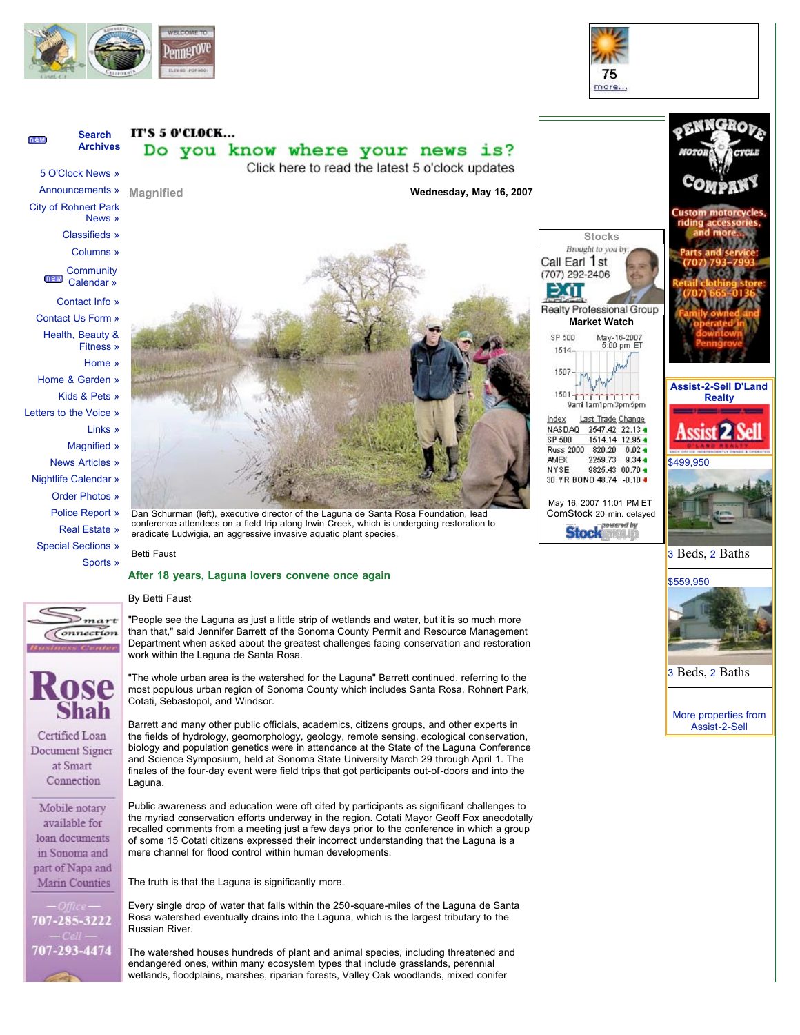75
more...

Search Archives

5 O'Clock News »
Announcements »
City of Rohnert Park News »
Classifieds »
Columns »
Community Calendar »
Contact Info »
Contact Us Form »
Health, Beauty & Fitness »
Home »
Home & Garden »
Kids & Pets »
Letters to the Voice »
Links »
Magnified »
News Articles »
Nightlife Calendar »
Order Photos »
Police Report »
Real Estate »
Special Sections »
Sports »

IT'S 5 O'CLOCK...
Do you know where your news is?
Click here to read the latest 5 o'clock updates

Magnified

Wednesday, May 16, 2007

Dan Schurman (left), executive director of the Laguna de Santa Rosa Foundation, lead conference attendees on a field trip along Irwin Creek, which is undergoing restoration to eradicate Ludwigia, an aggressive invasive aquatic plant species.

Betti Faust

## After 18 years, Laguna lovers convene once again

By Betti Faust

"People see the Laguna as just a little strip of wetlands and water, but it is so much more than that," said Jennifer Barrett of the Sonoma County Permit and Resource Management Department when asked about the greatest challenges facing conservation and restoration work within the Laguna de Santa Rosa.

"The whole urban area is the watershed for the Laguna" Barrett continued, referring to the most populous urban region of Sonoma County which includes Santa Rosa, Rohnert Park, Cotati, Sebastopol, and Windsor.

Barrett and many other public officials, academics, citizens groups, and other experts in the fields of hydrology, geomorphology, geology, remote sensing, ecological conservation, biology and population genetics were in attendance at the State of the Laguna Conference and Science Symposium, held at Sonoma State University March 29 through April 1. The finales of the four-day event were field trips that got participants out-of-doors and into the Laguna.

Public awareness and education were oft cited by participants as significant challenges to the myriad conservation efforts underway in the region. Cotati Mayor Geoff Fox anecdotally recalled comments from a meeting just a few days prior to the conference in which a group of some 15 Cotati citizens expressed their incorrect understanding that the Laguna is a mere channel for flood control within human developments.

The truth is that the Laguna is significantly more.

Every single drop of water that falls within the 250-square-miles of the Laguna de Santa Rosa watershed eventually drains into the Laguna, which is the largest tributary to the Russian River.

The watershed houses hundreds of plant and animal species, including threatened and endangered ones, within many ecosystem types that include grasslands, perennial wetlands, floodplains, marshes, riparian forests, Valley Oak woodlands, mixed conifer

Stocks
Brought to you by:
Call Earl 1st
(707) 292-2406
EXIT
Realty Professional Group
Market Watch

SP 500 May-16-2007 5:00 pm ET
1514
1507
1501
9am 11am 1pm 3pm 5pm

| Index | Last Trade | Change |
|---|---|---|
| NASDAQ | 2547.42 | 22.13 |
| SP 500 | 1514.14 | 12.95 |
| Russ 2000 | 820.20 | 6.02 |
| AMEX | 2259.73 | 9.34 |
| NYSE | 9825.43 | 60.70 |
| 30 YR BOND | 48.74 | -0.10 |

May 16, 2007 11:01 PM ET
ComStock 20 min. delayed
powered by StockGroup

PENNGROVE MOTOR CYCLE COMPANY
Custom motorcycles, riding accessories, and more...
Parts and service: (707) 793-7993
Retail clothing store: (707) 665-0136
Family owned and operated in downtown Penngrove

Assist-2-Sell D'Land Realty

$499,950
3 Beds, 2 Baths

$559,950
3 Beds, 2 Baths

More properties from Assist-2-Sell

Smart Connection Business Center
Rose Shah
Certified Loan Document Signer at Smart Connection
Mobile notary available for loan documents in Sonoma and part of Napa and Marin Counties
— Office —
707-285-3222
— Cell —
707-293-4474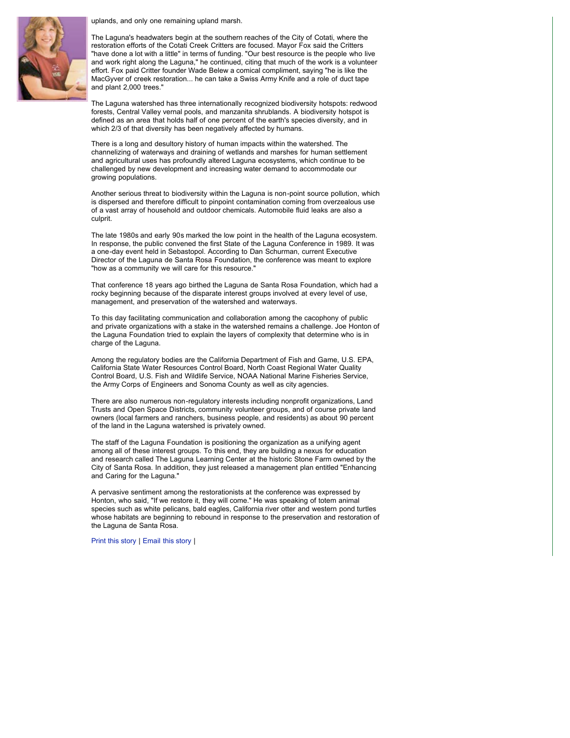uplands, and only one remaining upland marsh.

The Laguna's headwaters begin at the southern reaches of the City of Cotati, where the restoration efforts of the Cotati Creek Critters are focused. Mayor Fox said the Critters "have done a lot with a little" in terms of funding. "Our best resource is the people who live and work right along the Laguna," he continued, citing that much of the work is a volunteer effort. Fox paid Critter founder Wade Belew a comical compliment, saying "he is like the MacGyver of creek restoration... he can take a Swiss Army Knife and a role of duct tape and plant 2,000 trees."

The Laguna watershed has three internationally recognized biodiversity hotspots: redwood forests, Central Valley vernal pools, and manzanita shrublands. A biodiversity hotspot is defined as an area that holds half of one percent of the earth's species diversity, and in which 2/3 of that diversity has been negatively affected by humans.

There is a long and desultory history of human impacts within the watershed. The channelizing of waterways and draining of wetlands and marshes for human settlement and agricultural uses has profoundly altered Laguna ecosystems, which continue to be challenged by new development and increasing water demand to accommodate our growing populations.

Another serious threat to biodiversity within the Laguna is non-point source pollution, which is dispersed and therefore difficult to pinpoint contamination coming from overzealous use of a vast array of household and outdoor chemicals. Automobile fluid leaks are also a culprit.

The late 1980s and early 90s marked the low point in the health of the Laguna ecosystem. In response, the public convened the first State of the Laguna Conference in 1989. It was a one-day event held in Sebastopol. According to Dan Schurman, current Executive Director of the Laguna de Santa Rosa Foundation, the conference was meant to explore "how as a community we will care for this resource."

That conference 18 years ago birthed the Laguna de Santa Rosa Foundation, which had a rocky beginning because of the disparate interest groups involved at every level of use, management, and preservation of the watershed and waterways.

To this day facilitating communication and collaboration among the cacophony of public and private organizations with a stake in the watershed remains a challenge. Joe Honton of the Laguna Foundation tried to explain the layers of complexity that determine who is in charge of the Laguna.

Among the regulatory bodies are the California Department of Fish and Game, U.S. EPA, California State Water Resources Control Board, North Coast Regional Water Quality Control Board, U.S. Fish and Wildlife Service, NOAA National Marine Fisheries Service, the Army Corps of Engineers and Sonoma County as well as city agencies.

There are also numerous non-regulatory interests including nonprofit organizations, Land Trusts and Open Space Districts, community volunteer groups, and of course private land owners (local farmers and ranchers, business people, and residents) as about 90 percent of the land in the Laguna watershed is privately owned.

The staff of the Laguna Foundation is positioning the organization as a unifying agent among all of these interest groups. To this end, they are building a nexus for education and research called The Laguna Learning Center at the historic Stone Farm owned by the City of Santa Rosa. In addition, they just released a management plan entitled "Enhancing and Caring for the Laguna."

A pervasive sentiment among the restorationists at the conference was expressed by Honton, who said, "If we restore it, they will come." He was speaking of totem animal species such as white pelicans, bald eagles, California river otter and western pond turtles whose habitats are beginning to rebound in response to the preservation and restoration of the Laguna de Santa Rosa.

Print this story | Email this story |